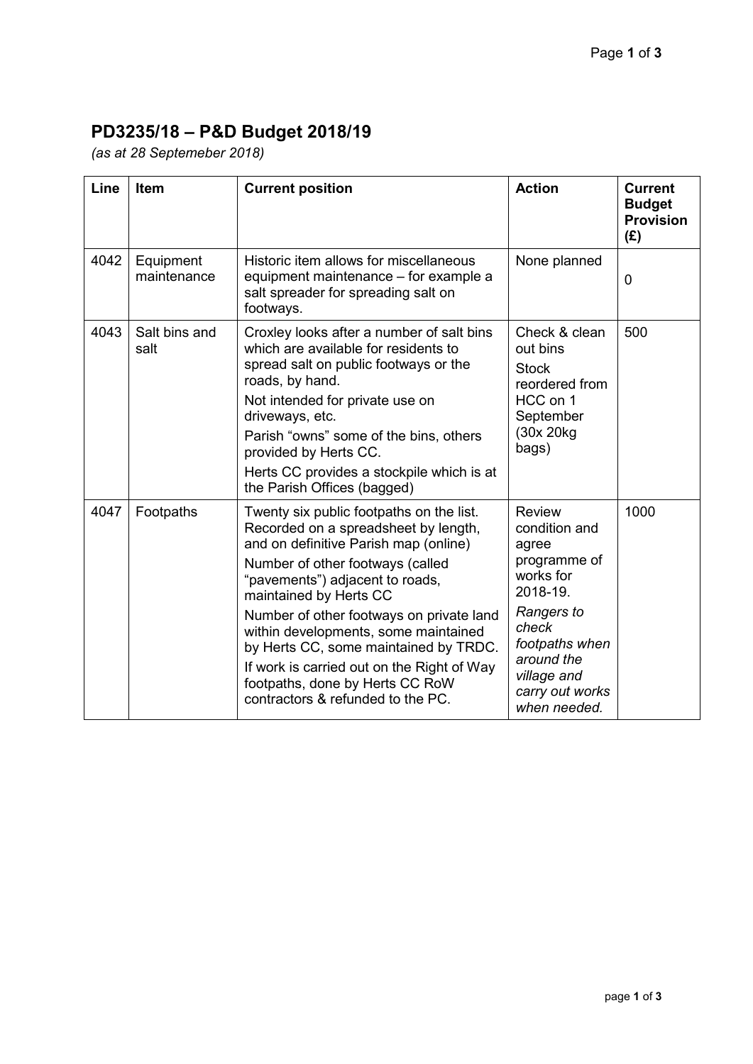# PD3235/18 – P&D Budget 2018/19

*(as at 28 Septemeber 2018)*

| Line | Item | Current position | Action | Current Budget Provision (£) |
|---|---|---|---|---|
| 4042 | Equipment maintenance | Historic item allows for miscellaneous equipment maintenance – for example a salt spreader for spreading salt on footways. | None planned | 0 |
| 4043 | Salt bins and salt | Croxley looks after a number of salt bins which are available for residents to spread salt on public footways or the roads, by hand.<br>Not intended for private use on driveways, etc.<br>Parish "owns" some of the bins, others provided by Herts CC.<br>Herts CC provides a stockpile which is at the Parish Offices (bagged) | Check & clean out bins<br>Stock reordered from HCC on 1 September (30x 20kg bags) | 500 |
| 4047 | Footpaths | Twenty six public footpaths on the list. Recorded on a spreadsheet by length, and on definitive Parish map (online)<br>Number of other footways (called "pavements") adjacent to roads, maintained by Herts CC<br>Number of other footways on private land within developments, some maintained by Herts CC, some maintained by TRDC.<br>If work is carried out on the Right of Way footpaths, done by Herts CC RoW contractors & refunded to the PC. | Review condition and agree programme of works for 2018-19.<br>*Rangers to check footpaths when around the village and carry out works when needed.* | 1000 |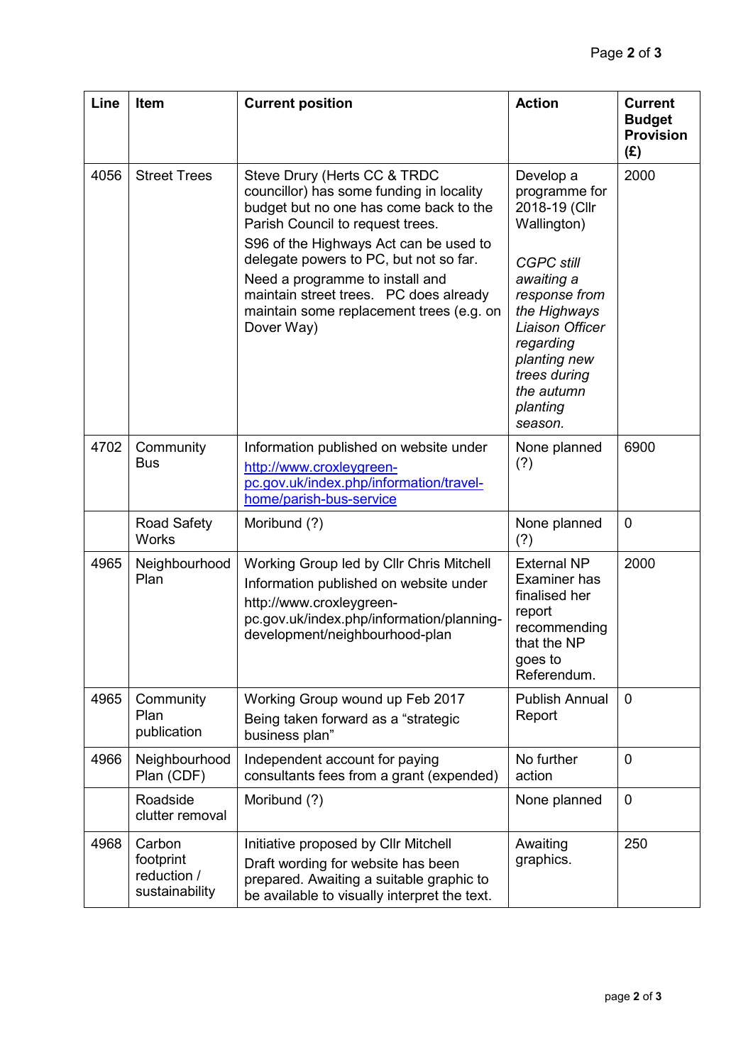| Line | Item | Current position | Action | Current Budget Provision (£) |
|---|---|---|---|---|
| 4056 | Street Trees | Steve Drury (Herts CC & TRDC councillor) has some funding in locality budget but no one has come back to the Parish Council to request trees. S96 of the Highways Act can be used to delegate powers to PC, but not so far. Need a programme to install and maintain street trees. PC does already maintain some replacement trees (e.g. on Dover Way) | Develop a programme for 2018-19 (Cllr Wallington) *CGPC still awaiting a response from the Highways Liaison Officer regarding planting new trees during the autumn planting season.* | 2000 |
| 4702 | Community Bus | Information published on website under [http://www.croxleygreen-pc.gov.uk/index.php/information/travel-home/parish-bus-service](http://www.croxleygreen-pc.gov.uk/index.php/information/travel-home/parish-bus-service) | None planned (?) | 6900 |
| | Road Safety Works | Moribund (?) | None planned (?) | 0 |
| 4965 | Neighbourhood Plan | Working Group led by Cllr Chris Mitchell Information published on website under http://www.croxleygreen-pc.gov.uk/index.php/information/planning-development/neighbourhood-plan | External NP Examiner has finalised her report recommending that the NP goes to Referendum. | 2000 |
| 4965 | Community Plan publication | Working Group wound up Feb 2017 Being taken forward as a "strategic business plan" | Publish Annual Report | 0 |
| 4966 | Neighbourhood Plan (CDF) | Independent account for paying consultants fees from a grant (expended) | No further action | 0 |
| | Roadside clutter removal | Moribund (?) | None planned | 0 |
| 4968 | Carbon footprint reduction / sustainability | Initiative proposed by Cllr Mitchell Draft wording for website has been prepared. Awaiting a suitable graphic to be available to visually interpret the text. | Awaiting graphics. | 250 |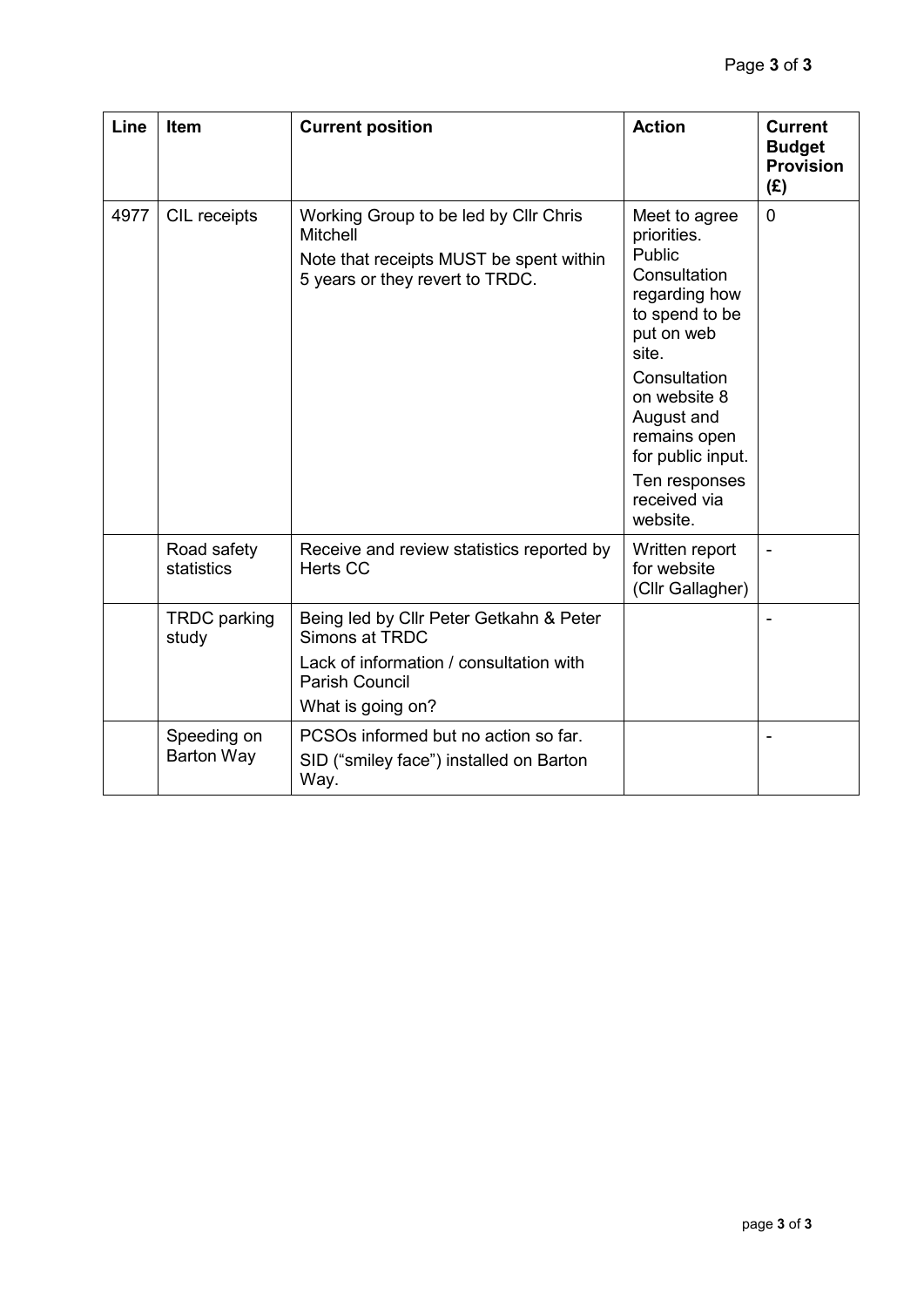| Line | Item | Current position | Action | Current Budget Provision (£) |
|---|---|---|---|---|
| 4977 | CIL receipts | Working Group to be led by Cllr Chris Mitchell<br>Note that receipts MUST be spent within 5 years or they revert to TRDC. | Meet to agree priorities. Public Consultation regarding how to spend to be put on web site.<br>Consultation on website 8 August and remains open for public input.<br>Ten responses received via website. | 0 |
| | Road safety statistics | Receive and review statistics reported by Herts CC | Written report for website (Cllr Gallagher) | - |
| | TRDC parking study | Being led by Cllr Peter Getkahn & Peter Simons at TRDC<br>Lack of information / consultation with Parish Council<br>What is going on? | | - |
| | Speeding on Barton Way | PCSOs informed but no action so far.<br>SID ("smiley face") installed on Barton Way. | | - |